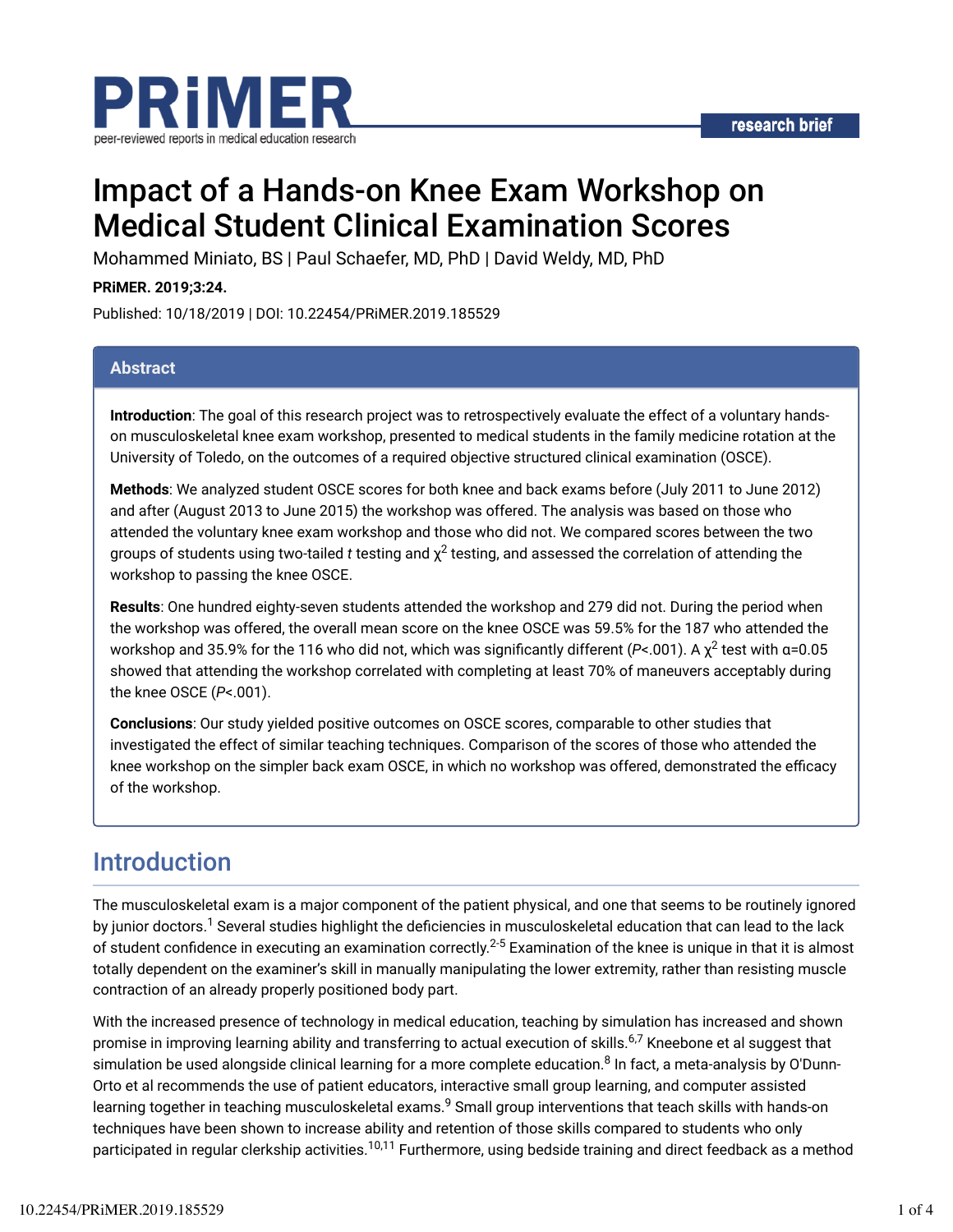PRiMER

peer-reviewed reports in medical education research

research brief

# Impact of a Hands-on Knee Exam Workshop on Medical Student Clinical Examination Scores

Mohammed Miniato, BS | Paul Schaefer, MD, PhD | David Weldy, MD, PhD

**PRiMER. 2019;3:24.**

Published: 10/18/2019 | DOI: 10.22454/PRiMER.2019.185529

## Abstract

**Introduction**: The goal of this research project was to retrospectively evaluate the effect of a voluntary hands-on musculoskeletal knee exam workshop, presented to medical students in the family medicine rotation at the University of Toledo, on the outcomes of a required objective structured clinical examination (OSCE).

**Methods**: We analyzed student OSCE scores for both knee and back exams before (July 2011 to June 2012) and after (August 2013 to June 2015) the workshop was offered. The analysis was based on those who attended the voluntary knee exam workshop and those who did not. We compared scores between the two groups of students using two-tailed *t* testing and $\chi^2$ testing, and assessed the correlation of attending the workshop to passing the knee OSCE.

**Results**: One hundred eighty-seven students attended the workshop and 279 did not. During the period when the workshop was offered, the overall mean score on the knee OSCE was 59.5% for the 187 who attended the workshop and 35.9% for the 116 who did not, which was significantly different ($P$<.001). A $\chi^2$ test with α=0.05 showed that attending the workshop correlated with completing at least 70% of maneuvers acceptably during the knee OSCE ($P$<.001).

**Conclusions**: Our study yielded positive outcomes on OSCE scores, comparable to other studies that investigated the effect of similar teaching techniques. Comparison of the scores of those who attended the knee workshop on the simpler back exam OSCE, in which no workshop was offered, demonstrated the efficacy of the workshop.

## Introduction

The musculoskeletal exam is a major component of the patient physical, and one that seems to be routinely ignored by junior doctors.[1] Several studies highlight the deficiencies in musculoskeletal education that can lead to the lack of student confidence in executing an examination correctly.[2-5] Examination of the knee is unique in that it is almost totally dependent on the examiner's skill in manually manipulating the lower extremity, rather than resisting muscle contraction of an already properly positioned body part.

With the increased presence of technology in medical education, teaching by simulation has increased and shown promise in improving learning ability and transferring to actual execution of skills.[6,7] Kneebone et al suggest that simulation be used alongside clinical learning for a more complete education.[8] In fact, a meta-analysis by O'Dunn-Orto et al recommends the use of patient educators, interactive small group learning, and computer assisted learning together in teaching musculoskeletal exams.[9] Small group interventions that teach skills with hands-on techniques have been shown to increase ability and retention of those skills compared to students who only participated in regular clerkship activities.[10,11] Furthermore, using bedside training and direct feedback as a method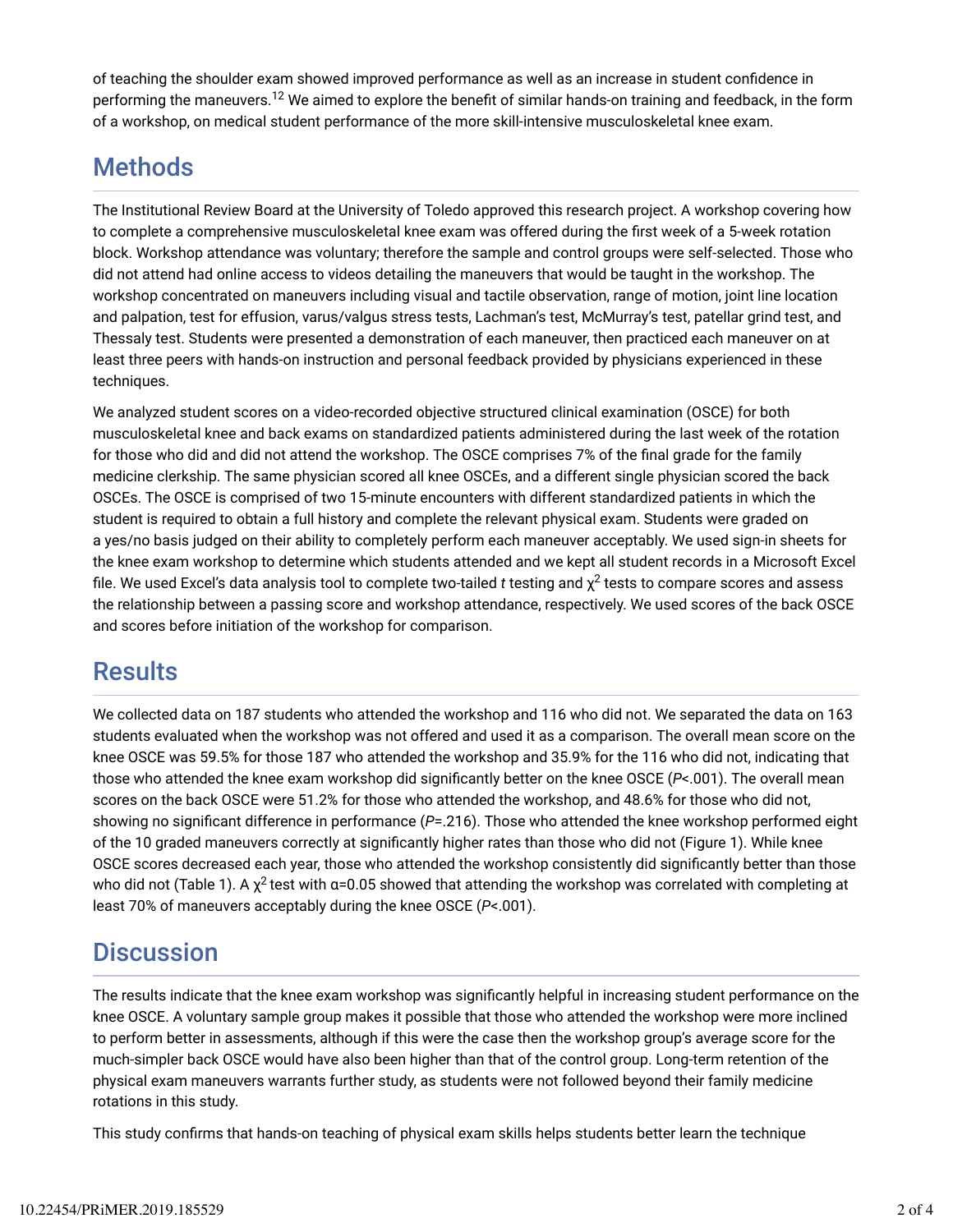of teaching the shoulder exam showed improved performance as well as an increase in student confidence in performing the maneuvers.[12] We aimed to explore the benefit of similar hands-on training and feedback, in the form of a workshop, on medical student performance of the more skill-intensive musculoskeletal knee exam.

## Methods

The Institutional Review Board at the University of Toledo approved this research project. A workshop covering how to complete a comprehensive musculoskeletal knee exam was offered during the first week of a 5-week rotation block. Workshop attendance was voluntary; therefore the sample and control groups were self-selected. Those who did not attend had online access to videos detailing the maneuvers that would be taught in the workshop. The workshop concentrated on maneuvers including visual and tactile observation, range of motion, joint line location and palpation, test for effusion, varus/valgus stress tests, Lachman's test, McMurray's test, patellar grind test, and Thessaly test. Students were presented a demonstration of each maneuver, then practiced each maneuver on at least three peers with hands-on instruction and personal feedback provided by physicians experienced in these techniques.

We analyzed student scores on a video-recorded objective structured clinical examination (OSCE) for both musculoskeletal knee and back exams on standardized patients administered during the last week of the rotation for those who did and did not attend the workshop. The OSCE comprises 7% of the final grade for the family medicine clerkship. The same physician scored all knee OSCEs, and a different single physician scored the back OSCEs. The OSCE is comprised of two 15-minute encounters with different standardized patients in which the student is required to obtain a full history and complete the relevant physical exam. Students were graded on a yes/no basis judged on their ability to completely perform each maneuver acceptably. We used sign-in sheets for the knee exam workshop to determine which students attended and we kept all student records in a Microsoft Excel file. We used Excel's data analysis tool to complete two-tailed *t* testing and $\chi^2$ tests to compare scores and assess the relationship between a passing score and workshop attendance, respectively. We used scores of the back OSCE and scores before initiation of the workshop for comparison.

## Results

We collected data on 187 students who attended the workshop and 116 who did not. We separated the data on 163 students evaluated when the workshop was not offered and used it as a comparison. The overall mean score on the knee OSCE was 59.5% for those 187 who attended the workshop and 35.9% for the 116 who did not, indicating that those who attended the knee exam workshop did significantly better on the knee OSCE ($P$<.001). The overall mean scores on the back OSCE were 51.2% for those who attended the workshop, and 48.6% for those who did not, showing no significant difference in performance ($P$=.216). Those who attended the knee workshop performed eight of the 10 graded maneuvers correctly at significantly higher rates than those who did not (Figure 1). While knee OSCE scores decreased each year, those who attended the workshop consistently did significantly better than those who did not (Table 1). A $\chi^2$ test with α=0.05 showed that attending the workshop was correlated with completing at least 70% of maneuvers acceptably during the knee OSCE ($P$<.001).

## Discussion

The results indicate that the knee exam workshop was significantly helpful in increasing student performance on the knee OSCE. A voluntary sample group makes it possible that those who attended the workshop were more inclined to perform better in assessments, although if this were the case then the workshop group's average score for the much-simpler back OSCE would have also been higher than that of the control group. Long-term retention of the physical exam maneuvers warrants further study, as students were not followed beyond their family medicine rotations in this study.

This study confirms that hands-on teaching of physical exam skills helps students better learn the technique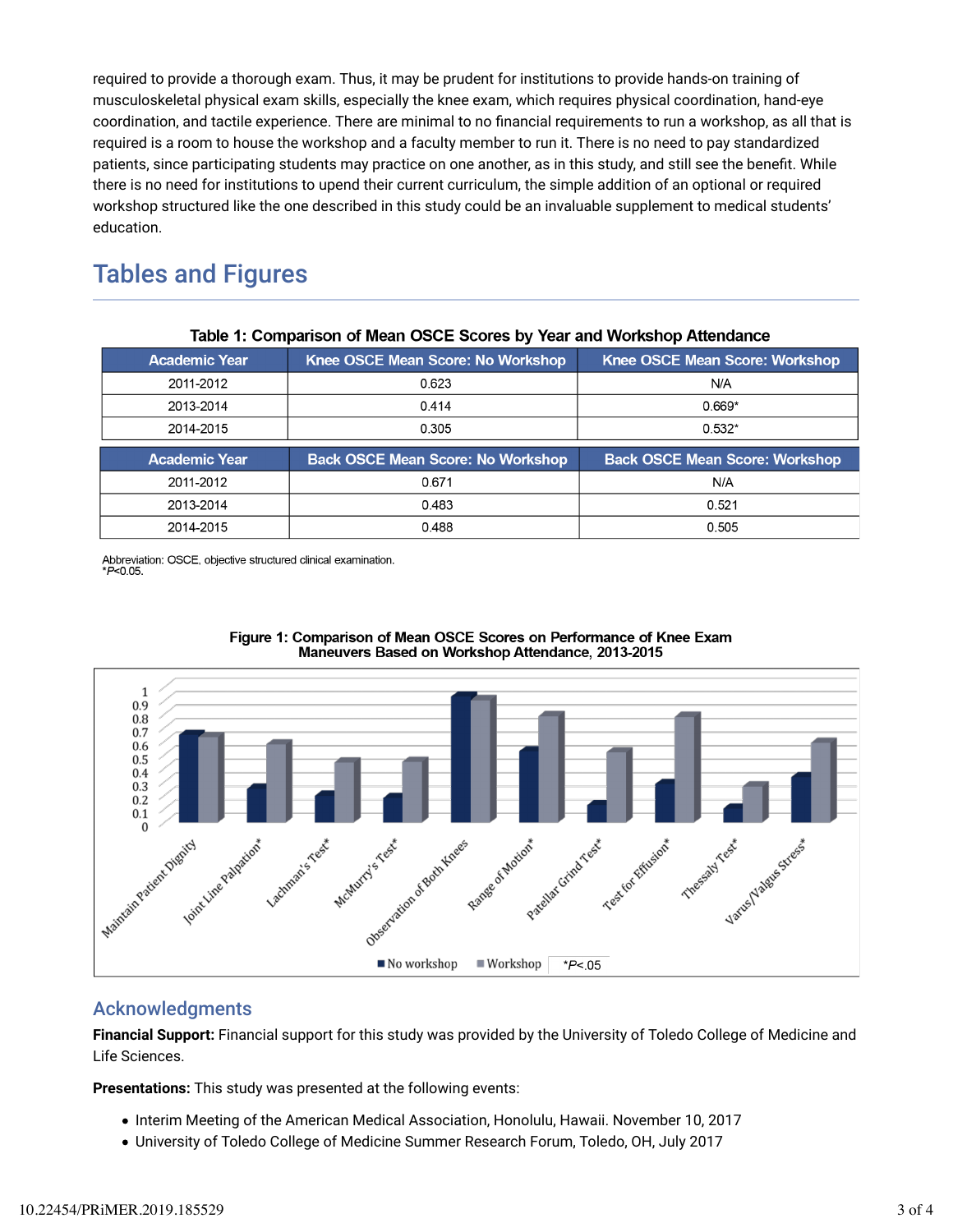required to provide a thorough exam. Thus, it may be prudent for institutions to provide hands-on training of musculoskeletal physical exam skills, especially the knee exam, which requires physical coordination, hand-eye coordination, and tactile experience. There are minimal to no financial requirements to run a workshop, as all that is required is a room to house the workshop and a faculty member to run it. There is no need to pay standardized patients, since participating students may practice on one another, as in this study, and still see the benefit. While there is no need for institutions to upend their current curriculum, the simple addition of an optional or required workshop structured like the one described in this study could be an invaluable supplement to medical students' education.

## Tables and Figures

**Table 1: Comparison of Mean OSCE Scores by Year and Workshop Attendance**

| Academic Year | Knee OSCE Mean Score: No Workshop | Knee OSCE Mean Score: Workshop |
|---|---|---|
| 2011-2012 | 0.623 | N/A |
| 2013-2014 | 0.414 | 0.669* |
| 2014-2015 | 0.305 | 0.532* |
| **Academic Year** | **Back OSCE Mean Score: No Workshop** | **Back OSCE Mean Score: Workshop** |
| 2011-2012 | 0.671 | N/A |
| 2013-2014 | 0.483 | 0.521 |
| 2014-2015 | 0.488 | 0.505 |

Abbreviation: OSCE, objective structured clinical examination.
**P*<0.05.

**Figure 1: Comparison of Mean OSCE Scores on Performance of Knee Exam Maneuvers Based on Workshop Attendance, 2013-2015**

## Acknowledgments

**Financial Support:** Financial support for this study was provided by the University of Toledo College of Medicine and Life Sciences.

**Presentations:** This study was presented at the following events:

- Interim Meeting of the American Medical Association, Honolulu, Hawaii. November 10, 2017
- University of Toledo College of Medicine Summer Research Forum, Toledo, OH, July 2017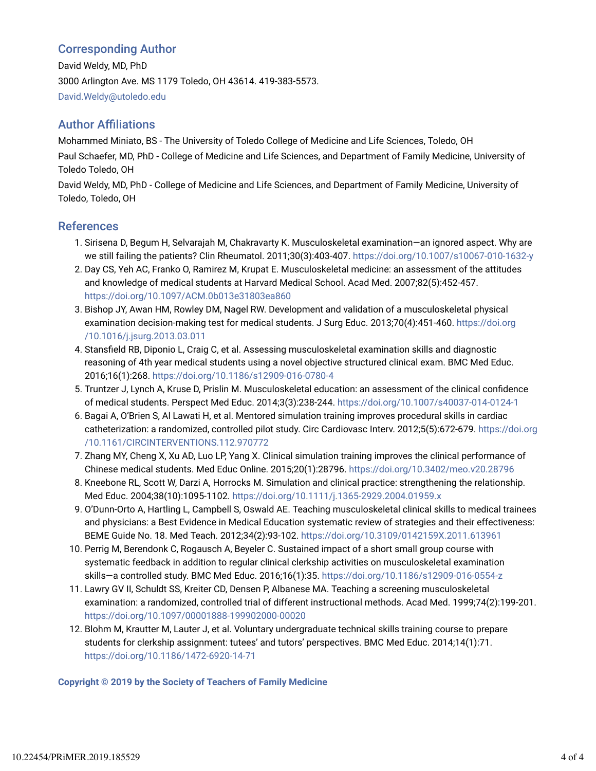## Corresponding Author

David Weldy, MD, PhD

3000 Arlington Ave. MS 1179 Toledo, OH 43614. 419-383-5573.

David.Weldy@utoledo.edu

## Author Affiliations

Mohammed Miniato, BS - The University of Toledo College of Medicine and Life Sciences, Toledo, OH

Paul Schaefer, MD, PhD - College of Medicine and Life Sciences, and Department of Family Medicine, University of Toledo Toledo, OH

David Weldy, MD, PhD - College of Medicine and Life Sciences, and Department of Family Medicine, University of Toledo, Toledo, OH

## References

1. Sirisena D, Begum H, Selvarajah M, Chakravarty K. Musculoskeletal examination—an ignored aspect. Why are we still failing the patients? Clin Rheumatol. 2011;30(3):403-407. https://doi.org/10.1007/s10067-010-1632-y
2. Day CS, Yeh AC, Franko O, Ramirez M, Krupat E. Musculoskeletal medicine: an assessment of the attitudes and knowledge of medical students at Harvard Medical School. Acad Med. 2007;82(5):452-457. https://doi.org/10.1097/ACM.0b013e31803ea860
3. Bishop JY, Awan HM, Rowley DM, Nagel RW. Development and validation of a musculoskeletal physical examination decision-making test for medical students. J Surg Educ. 2013;70(4):451-460. https://doi.org/10.1016/j.jsurg.2013.03.011
4. Stansfield RB, Diponio L, Craig C, et al. Assessing musculoskeletal examination skills and diagnostic reasoning of 4th year medical students using a novel objective structured clinical exam. BMC Med Educ. 2016;16(1):268. https://doi.org/10.1186/s12909-016-0780-4
5. Truntzer J, Lynch A, Kruse D, Prislin M. Musculoskeletal education: an assessment of the clinical confidence of medical students. Perspect Med Educ. 2014;3(3):238-244. https://doi.org/10.1007/s40037-014-0124-1
6. Bagai A, O'Brien S, Al Lawati H, et al. Mentored simulation training improves procedural skills in cardiac catheterization: a randomized, controlled pilot study. Circ Cardiovasc Interv. 2012;5(5):672-679. https://doi.org/10.1161/CIRCINTERVENTIONS.112.970772
7. Zhang MY, Cheng X, Xu AD, Luo LP, Yang X. Clinical simulation training improves the clinical performance of Chinese medical students. Med Educ Online. 2015;20(1):28796. https://doi.org/10.3402/meo.v20.28796
8. Kneebone RL, Scott W, Darzi A, Horrocks M. Simulation and clinical practice: strengthening the relationship. Med Educ. 2004;38(10):1095-1102. https://doi.org/10.1111/j.1365-2929.2004.01959.x
9. O'Dunn-Orto A, Hartling L, Campbell S, Oswald AE. Teaching musculoskeletal clinical skills to medical trainees and physicians: a Best Evidence in Medical Education systematic review of strategies and their effectiveness: BEME Guide No. 18. Med Teach. 2012;34(2):93-102. https://doi.org/10.3109/0142159X.2011.613961
10. Perrig M, Berendonk C, Rogausch A, Beyeler C. Sustained impact of a short small group course with systematic feedback in addition to regular clinical clerkship activities on musculoskeletal examination skills—a controlled study. BMC Med Educ. 2016;16(1):35. https://doi.org/10.1186/s12909-016-0554-z
11. Lawry GV II, Schuldt SS, Kreiter CD, Densen P, Albanese MA. Teaching a screening musculoskeletal examination: a randomized, controlled trial of different instructional methods. Acad Med. 1999;74(2):199-201. https://doi.org/10.1097/00001888-199902000-00020
12. Blohm M, Krautter M, Lauter J, et al. Voluntary undergraduate technical skills training course to prepare students for clerkship assignment: tutees' and tutors' perspectives. BMC Med Educ. 2014;14(1):71. https://doi.org/10.1186/1472-6920-14-71

**Copyright © 2019 by the Society of Teachers of Family Medicine**